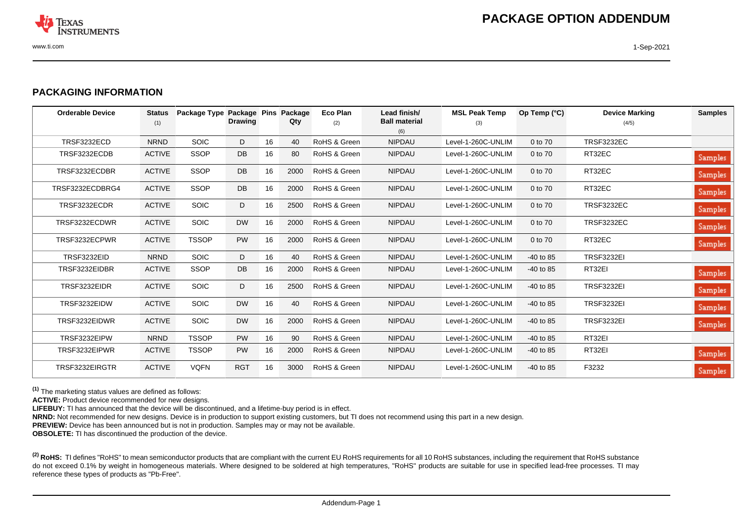# PACKAGE OPTION ADDENDUM

## PACKAGING INFORMATION

| Orderable Device | Status (1) | Package Type | Package Drawing | Pins | Package Qty | Eco Plan (2) | Lead finish/ Ball material (6) | MSL Peak Temp (3) | Op Temp (°C) | Device Marking (4/5) | Samples |
|---|---|---|---|---|---|---|---|---|---|---|---|
| TRSF3232ECD | NRND | SOIC | D | 16 | 40 | RoHS & Green | NIPDAU | Level-1-260C-UNLIM | 0 to 70 | TRSF3232EC | |
| TRSF3232ECDB | ACTIVE | SSOP | DB | 16 | 80 | RoHS & Green | NIPDAU | Level-1-260C-UNLIM | 0 to 70 | RT32EC | Samples |
| TRSF3232ECDBR | ACTIVE | SSOP | DB | 16 | 2000 | RoHS & Green | NIPDAU | Level-1-260C-UNLIM | 0 to 70 | RT32EC | Samples |
| TRSF3232ECDBRG4 | ACTIVE | SSOP | DB | 16 | 2000 | RoHS & Green | NIPDAU | Level-1-260C-UNLIM | 0 to 70 | RT32EC | Samples |
| TRSF3232ECDR | ACTIVE | SOIC | D | 16 | 2500 | RoHS & Green | NIPDAU | Level-1-260C-UNLIM | 0 to 70 | TRSF3232EC | Samples |
| TRSF3232ECDWR | ACTIVE | SOIC | DW | 16 | 2000 | RoHS & Green | NIPDAU | Level-1-260C-UNLIM | 0 to 70 | TRSF3232EC | Samples |
| TRSF3232ECPWR | ACTIVE | TSSOP | PW | 16 | 2000 | RoHS & Green | NIPDAU | Level-1-260C-UNLIM | 0 to 70 | RT32EC | Samples |
| TRSF3232EID | NRND | SOIC | D | 16 | 40 | RoHS & Green | NIPDAU | Level-1-260C-UNLIM | -40 to 85 | TRSF3232EI | |
| TRSF3232EIDBR | ACTIVE | SSOP | DB | 16 | 2000 | RoHS & Green | NIPDAU | Level-1-260C-UNLIM | -40 to 85 | RT32EI | Samples |
| TRSF3232EIDR | ACTIVE | SOIC | D | 16 | 2500 | RoHS & Green | NIPDAU | Level-1-260C-UNLIM | -40 to 85 | TRSF3232EI | Samples |
| TRSF3232EIDW | ACTIVE | SOIC | DW | 16 | 40 | RoHS & Green | NIPDAU | Level-1-260C-UNLIM | -40 to 85 | TRSF3232EI | Samples |
| TRSF3232EIDWR | ACTIVE | SOIC | DW | 16 | 2000 | RoHS & Green | NIPDAU | Level-1-260C-UNLIM | -40 to 85 | TRSF3232EI | Samples |
| TRSF3232EIPW | NRND | TSSOP | PW | 16 | 90 | RoHS & Green | NIPDAU | Level-1-260C-UNLIM | -40 to 85 | RT32EI | |
| TRSF3232EIPWR | ACTIVE | TSSOP | PW | 16 | 2000 | RoHS & Green | NIPDAU | Level-1-260C-UNLIM | -40 to 85 | RT32EI | Samples |
| TRSF3232EIRGTR | ACTIVE | VQFN | RGT | 16 | 3000 | RoHS & Green | NIPDAU | Level-1-260C-UNLIM | -40 to 85 | F3232 | Samples |

[(1)] The marketing status values are defined as follows:
**ACTIVE:** Product device recommended for new designs.
**LIFEBUY:** TI has announced that the device will be discontinued, and a lifetime-buy period is in effect.
**NRND:** Not recommended for new designs. Device is in production to support existing customers, but TI does not recommend using this part in a new design.
**PREVIEW:** Device has been announced but is not in production. Samples may or may not be available.
**OBSOLETE:** TI has discontinued the production of the device.

[(2)] **RoHS:** TI defines "RoHS" to mean semiconductor products that are compliant with the current EU RoHS requirements for all 10 RoHS substances, including the requirement that RoHS substance do not exceed 0.1% by weight in homogeneous materials. Where designed to be soldered at high temperatures, "RoHS" products are suitable for use in specified lead-free processes. TI may reference these types of products as "Pb-Free".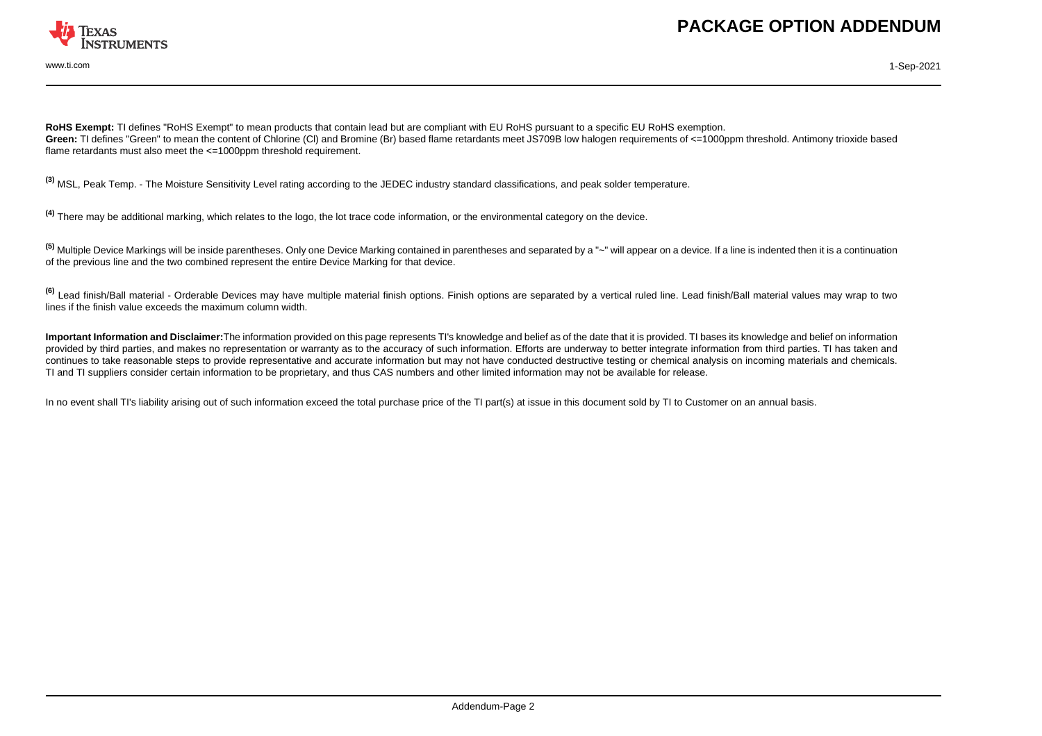**RoHS Exempt:** TI defines "RoHS Exempt" to mean products that contain lead but are compliant with EU RoHS pursuant to a specific EU RoHS exemption.
**Green:** TI defines "Green" to mean the content of Chlorine (Cl) and Bromine (Br) based flame retardants meet JS709B low halogen requirements of <=1000ppm threshold. Antimony trioxide based flame retardants must also meet the <=1000ppm threshold requirement.

[3] MSL, Peak Temp. - The Moisture Sensitivity Level rating according to the JEDEC industry standard classifications, and peak solder temperature.

[4] There may be additional marking, which relates to the logo, the lot trace code information, or the environmental category on the device.

[5] Multiple Device Markings will be inside parentheses. Only one Device Marking contained in parentheses and separated by a "~" will appear on a device. If a line is indented then it is a continuation of the previous line and the two combined represent the entire Device Marking for that device.

[6] Lead finish/Ball material - Orderable Devices may have multiple material finish options. Finish options are separated by a vertical ruled line. Lead finish/Ball material values may wrap to two lines if the finish value exceeds the maximum column width.

**Important Information and Disclaimer:**The information provided on this page represents TI's knowledge and belief as of the date that it is provided. TI bases its knowledge and belief on information provided by third parties, and makes no representation or warranty as to the accuracy of such information. Efforts are underway to better integrate information from third parties. TI has taken and continues to take reasonable steps to provide representative and accurate information but may not have conducted destructive testing or chemical analysis on incoming materials and chemicals. TI and TI suppliers consider certain information to be proprietary, and thus CAS numbers and other limited information may not be available for release.

In no event shall TI's liability arising out of such information exceed the total purchase price of the TI part(s) at issue in this document sold by TI to Customer on an annual basis.